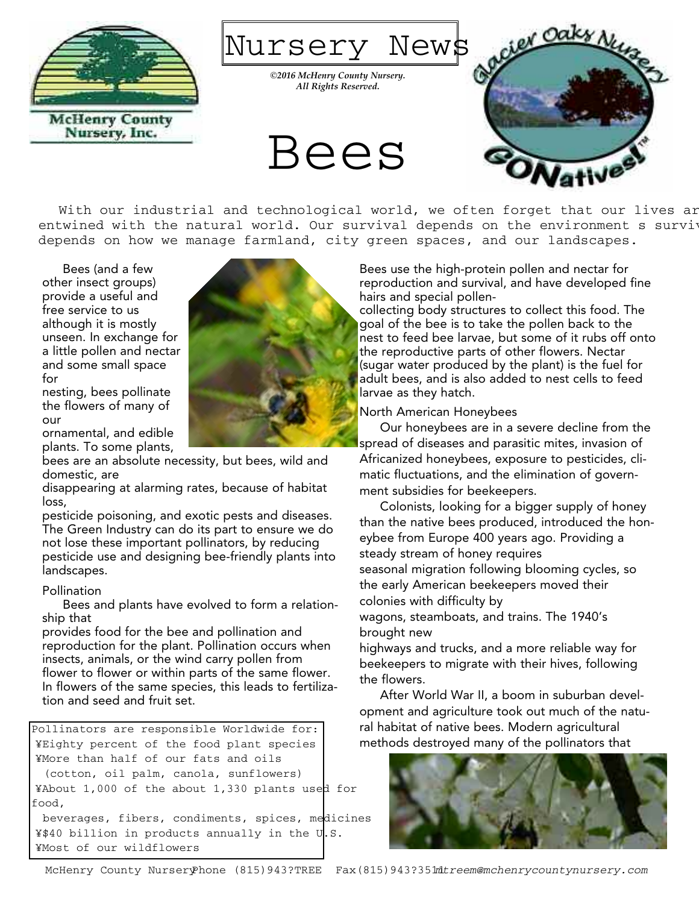McHenry County Nursery, Inc.

# Nursery News

*©2016 McHenry County Nursery. All Rights Reserved.*

Glacier Oaks Nursery GO Natives!™

# Bees

With our industrial and technological world, we often forget that our lives ar entwined with the natural world. Our survival depends on the environment s surviv depends on how we manage farmland, city green spaces, and our landscapes.

Bees (and a few other insect groups) provide a useful and free service to us although it is mostly unseen. In exchange for a little pollen and nectar and some small space for nesting, bees pollinate the flowers of many of our ornamental, and edible plants. To some plants, bees are an absolute necessity, but bees, wild and domestic, are disappearing at alarming rates, because of habitat loss, pesticide poisoning, and exotic pests and diseases. The Green Industry can do its part to ensure we do not lose these important pollinators, by reducing pesticide use and designing bee-friendly plants into landscapes.

## Pollination

Bees and plants have evolved to form a relationship that provides food for the bee and pollination and reproduction for the plant. Pollination occurs when insects, animals, or the wind carry pollen from flower to flower or within parts of the same flower. In flowers of the same species, this leads to fertilization and seed and fruit set.

```
Pollinators are responsible Worldwide for:
 ¥Eighty percent of the food plant species
 ¥More than half of our fats and oils
   (cotton, oil palm, canola, sunflowers)
 ¥About 1,000 of the about 1,330 plants used for food,
   beverages, fibers, condiments, spices, medicines
 ¥$40 billion in products annually in the U.S.
 ¥Most of our wildflowers
```

Bees use the high-protein pollen and nectar for reproduction and survival, and have developed fine hairs and special pollen-collecting body structures to collect this food. The goal of the bee is to take the pollen back to the nest to feed bee larvae, but some of it rubs off onto the reproductive parts of other flowers. Nectar (sugar water produced by the plant) is the fuel for adult bees, and is also added to nest cells to feed larvae as they hatch.

## North American Honeybees

Our honeybees are in a severe decline from the spread of diseases and parasitic mites, invasion of Africanized honeybees, exposure to pesticides, climatic fluctuations, and the elimination of government subsidies for beekeepers.

Colonists, looking for a bigger supply of honey than the native bees produced, introduced the honeybee from Europe 400 years ago. Providing a steady stream of honey requires seasonal migration following blooming cycles, so the early American beekeepers moved their colonies with difficulty by wagons, steamboats, and trains. The 1940's brought new highways and trucks, and a more reliable way for beekeepers to migrate with their hives, following the flowers.

After World War II, a boom in suburban development and agriculture took out much of the natural habitat of native bees. Modern agricultural methods destroyed many of the pollinators that

McHenry County Nursery Phone (815)943?TREE Fax(815)943?3511 *mtreem@mchenrycountynursery.com*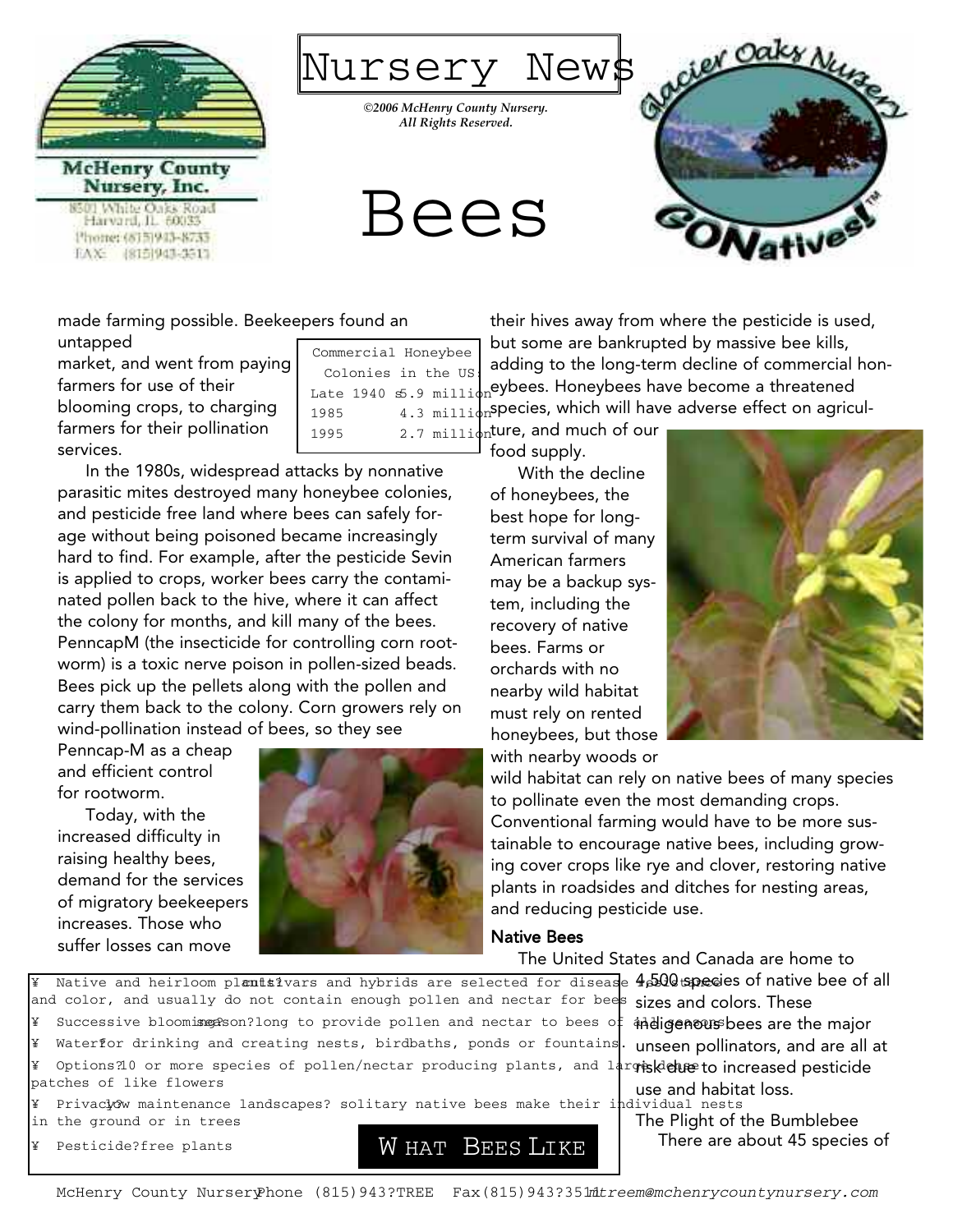# Nursery News

*©2006 McHenry County Nursery. All Rights Reserved.*

# Bees

made farming possible. Beekeepers found an untapped market, and went from paying farmers for use of their blooming crops, to charging farmers for their pollination services.

| Commercial Honeybee Colonies in the US: | |
|---|---|
| Late 1940 s | 5.9 million |
| 1985 | 4.3 million |
| 1995 | 2.7 million |

In the 1980s, widespread attacks by nonnative parasitic mites destroyed many honeybee colonies, and pesticide free land where bees can safely forage without being poisoned became increasingly hard to find. For example, after the pesticide Sevin is applied to crops, worker bees carry the contaminated pollen back to the hive, where it can affect the colony for months, and kill many of the bees. PenncapM (the insecticide for controlling corn rootworm) is a toxic nerve poison in pollen-sized beads. Bees pick up the pellets along with the pollen and carry them back to the colony. Corn growers rely on wind-pollination instead of bees, so they see Penncap-M as a cheap and efficient control for rootworm.

Today, with the increased difficulty in raising healthy bees, demand for the services of migratory beekeepers increases. Those who suffer losses can move their hives away from where the pesticide is used, but some are bankrupted by massive bee kills, adding to the long-term decline of commercial honeybees. Honeybees have become a threatened species, which will have adverse effect on agriculture, and much of our food supply.

With the decline of honeybees, the best hope for long-term survival of many American farmers may be a backup system, including the recovery of native bees. Farms or orchards with no nearby wild habitat must rely on rented honeybees, but those with nearby woods or wild habitat can rely on native bees of many species to pollinate even the most demanding crops. Conventional farming would have to be more sustainable to encourage native bees, including growing cover crops like rye and clover, restoring native plants in roadsides and ditches for nesting areas, and reducing pesticide use.

## Native Bees

The United States and Canada are home to 4,500 species of native bee of all sizes and colors. These indigenous bees are the major unseen pollinators, and are all at risk due to increased pesticide use and habitat loss.

## What Bees Like

- Native and heirloom plants? cultivars and hybrids are selected for disease resistance and color, and usually do not contain enough pollen and nectar for bees
- Successive blooming season? long to provide pollen and nectar to bees of all seasons
- Water? for drinking and creating nests, birdbaths, ponds or fountains.
- Options? 10 or more species of pollen/nectar producing plants, and large dense patches of like flowers
- Privacy? low maintenance landscapes? solitary native bees make their individual nests in the ground or in trees
- Pesticide?free plants

### The Plight of the Bumblebee

There are about 45 species of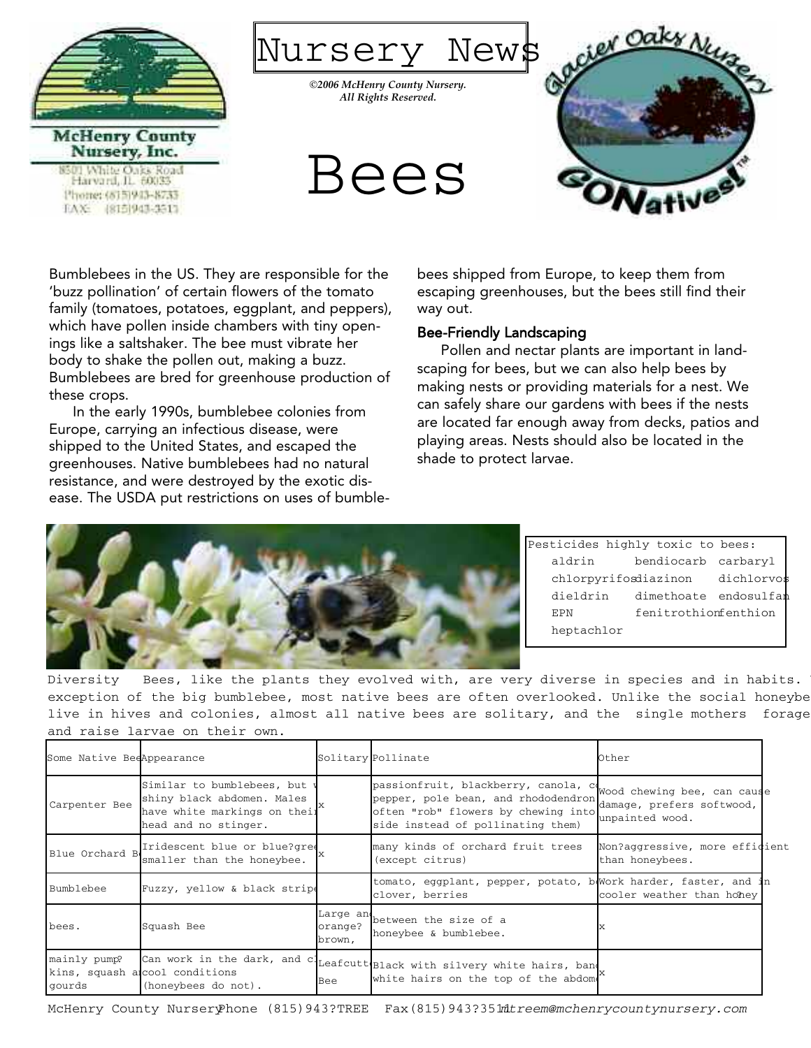# Nursery News

*©2006 McHenry County Nursery. All Rights Reserved.*

McHenry County Nursery, Inc.
8501 White Oaks Road
Harvard, IL 60033
Phone: (815)943-8733
FAX: (815)943-3511

Glacier Oaks Nursery
GO Natives!™

# Bees

Bumblebees in the US. They are responsible for the 'buzz pollination' of certain flowers of the tomato family (tomatoes, potatoes, eggplant, and peppers), which have pollen inside chambers with tiny openings like a saltshaker. The bee must vibrate her body to shake the pollen out, making a buzz. Bumblebees are bred for greenhouse production of these crops.

In the early 1990s, bumblebee colonies from Europe, carrying an infectious disease, were shipped to the United States, and escaped the greenhouses. Native bumblebees had no natural resistance, and were destroyed by the exotic disease. The USDA put restrictions on uses of bumblebees shipped from Europe, to keep them from escaping greenhouses, but the bees still find their way out.

### Bee-Friendly Landscaping

Pollen and nectar plants are important in landscaping for bees, but we can also help bees by making nests or providing materials for a nest. We can safely share our gardens with bees if the nests are located far enough away from decks, patios and playing areas. Nests should also be located in the shade to protect larvae.

Pesticides highly toxic to bees:

| | | |
|---|---|---|
| aldrin | bendiocarb | carbaryl |
| chlorpyrifos | diazinon | dichlorvos |
| dieldrin | dimethoate | endosulfan |
| EPN | fenitrothion | fenthion |
| heptachlor | | |

Diversity Bees, like the plants they evolved with, are very diverse in species and in habits. exception of the big bumblebee, most native bees are often overlooked. Unlike the social honeybe live in hives and colonies, almost all native bees are solitary, and the single mothers forage and raise larvae on their own.

| Some Native Bee | Appearance | Solitary | Pollinate | Other |
|---|---|---|---|---|
| Carpenter Bee | Similar to bumblebees, but shiny black abdomen. Males have white markings on their head and no stinger. | x | passionfruit, blackberry, canola, pepper, pole bean, and rhododendron often "rob" flowers by chewing into side instead of pollinating them) | Wood chewing bee, can cause damage, prefers softwood, unpainted wood. |
| Blue Orchard B | Iridescent blue or blue?gree smaller than the honeybee. | x | many kinds of orchard fruit trees (except citrus) | Non?aggressive, more efficient than honeybees. |
| Bumblebee | Fuzzy, yellow & black stripe | | tomato, eggplant, pepper, potato, b clover, berries | Work harder, faster, and in cooler weather than honey |
| bees. | Squash Bee | Large and orange? brown, | between the size of a honeybee & bumblebee. | x |
| mainly pump? kins, squash a gourds | Can work in the dark, and c cool conditions (honeybees do not). | Leafcutt Bee | Black with silvery white hairs, band white hairs on the top of the abdom | x |

McHenry County Nursery Phone (815)943?TREE Fax(815)943?3511 treem@mchenrycountynursery.com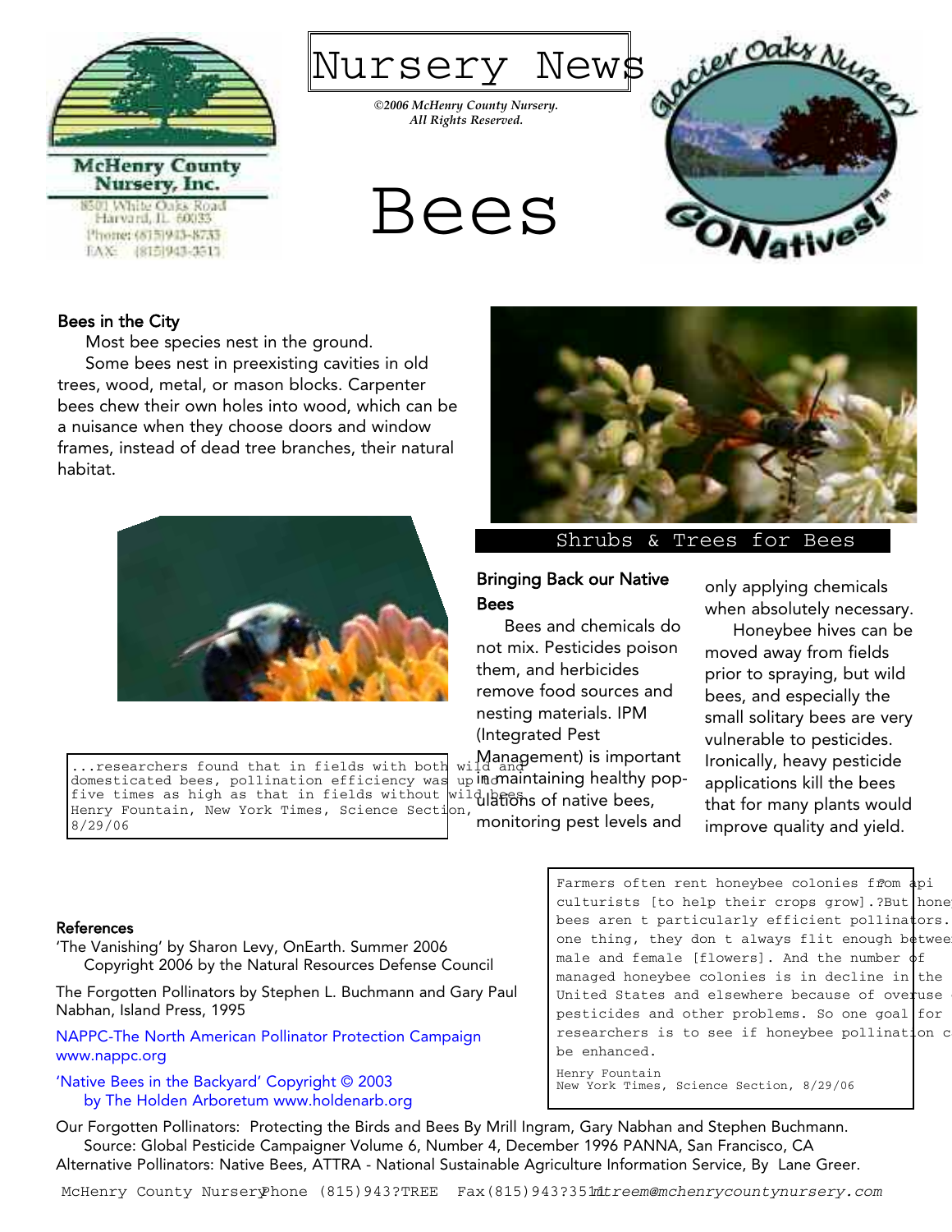# Nursery News

*©2006 McHenry County Nursery. All Rights Reserved.*

McHenry County Nursery, Inc.
8501 White Oaks Road
Harvard, IL 60033
Phone: (815)943-8733
FAX: (815)943-3513

Glacier Oaks Nursery GO Natives!™

# Bees

## Bees in the City

Most bee species nest in the ground.

Some bees nest in preexisting cavities in old trees, wood, metal, or mason blocks. Carpenter bees chew their own holes into wood, which can be a nuisance when they choose doors and window frames, instead of dead tree branches, their natural habitat.

Shrubs & Trees for Bees

## Bringing Back our Native Bees

Bees and chemicals do not mix. Pesticides poison them, and herbicides remove food sources and nesting materials. IPM (Integrated Pest Management) is important in maintaining healthy populations of native bees, monitoring pest levels and only applying chemicals when absolutely necessary.

Honeybee hives can be moved away from fields prior to spraying, but wild bees, and especially the small solitary bees are very vulnerable to pesticides. Ironically, heavy pesticide applications kill the bees that for many plants would improve quality and yield.

> ...researchers found that in fields with both wild and domesticated bees, pollination efficiency was up to five times as high as that in fields without wild bees.
> Henry Fountain, New York Times, Science Section, 8/29/06

> Farmers often rent honeybee colonies from apiculturists [to help their crops grow]. But honeybees aren't particularly efficient pollinators. For one thing, they don't always flit enough between male and female [flowers]. And the number of managed honeybee colonies is in decline in the United States and elsewhere because of overuse of pesticides and other problems. So one goal for researchers is to see if honeybee pollination can be enhanced.
> Henry Fountain
> New York Times, Science Section, 8/29/06

## References

'The Vanishing' by Sharon Levy, OnEarth. Summer 2006
Copyright 2006 by the Natural Resources Defense Council

The Forgotten Pollinators by Stephen L. Buchmann and Gary Paul Nabhan, Island Press, 1995

NAPPC-The North American Pollinator Protection Campaign www.nappc.org

'Native Bees in the Backyard' Copyright © 2003 by The Holden Arboretum www.holdenarb.org

Our Forgotten Pollinators: Protecting the Birds and Bees By Mrill Ingram, Gary Nabhan and Stephen Buchmann.
Source: Global Pesticide Campaigner Volume 6, Number 4, December 1996 PANNA, San Francisco, CA

Alternative Pollinators: Native Bees, ATTRA - National Sustainable Agriculture Information Service, By Lane Greer.

McHenry County Nursery Phone (815)943?TREE Fax(815)943?3513 mtreem@mchenrycountynursery.com